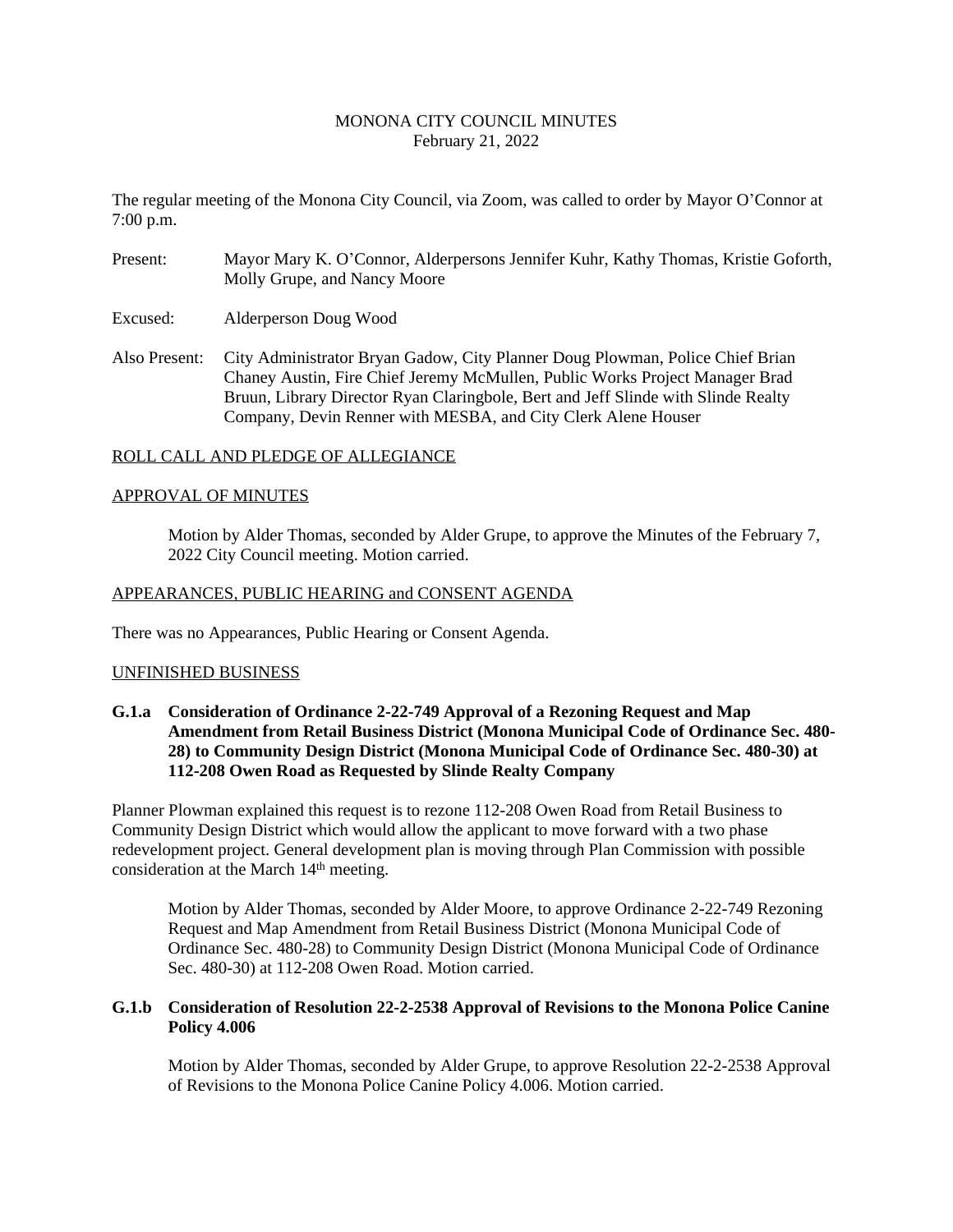# MONONA CITY COUNCIL MINUTES
February 21, 2022

The regular meeting of the Monona City Council, via Zoom, was called to order by Mayor O'Connor at 7:00 p.m.

Present: Mayor Mary K. O'Connor, Alderpersons Jennifer Kuhr, Kathy Thomas, Kristie Goforth, Molly Grupe, and Nancy Moore

Excused: Alderperson Doug Wood

Also Present: City Administrator Bryan Gadow, City Planner Doug Plowman, Police Chief Brian Chaney Austin, Fire Chief Jeremy McMullen, Public Works Project Manager Brad Bruun, Library Director Ryan Claringbole, Bert and Jeff Slinde with Slinde Realty Company, Devin Renner with MESBA, and City Clerk Alene Houser

## ROLL CALL AND PLEDGE OF ALLEGIANCE

## APPROVAL OF MINUTES

Motion by Alder Thomas, seconded by Alder Grupe, to approve the Minutes of the February 7, 2022 City Council meeting. Motion carried.

## APPEARANCES, PUBLIC HEARING and CONSENT AGENDA

There was no Appearances, Public Hearing or Consent Agenda.

## UNFINISHED BUSINESS

### G.1.a Consideration of Ordinance 2-22-749 Approval of a Rezoning Request and Map Amendment from Retail Business District (Monona Municipal Code of Ordinance Sec. 480-28) to Community Design District (Monona Municipal Code of Ordinance Sec. 480-30) at 112-208 Owen Road as Requested by Slinde Realty Company

Planner Plowman explained this request is to rezone 112-208 Owen Road from Retail Business to Community Design District which would allow the applicant to move forward with a two phase redevelopment project. General development plan is moving through Plan Commission with possible consideration at the March 14th meeting.

Motion by Alder Thomas, seconded by Alder Moore, to approve Ordinance 2-22-749 Rezoning Request and Map Amendment from Retail Business District (Monona Municipal Code of Ordinance Sec. 480-28) to Community Design District (Monona Municipal Code of Ordinance Sec. 480-30) at 112-208 Owen Road. Motion carried.

### G.1.b Consideration of Resolution 22-2-2538 Approval of Revisions to the Monona Police Canine Policy 4.006

Motion by Alder Thomas, seconded by Alder Grupe, to approve Resolution 22-2-2538 Approval of Revisions to the Monona Police Canine Policy 4.006. Motion carried.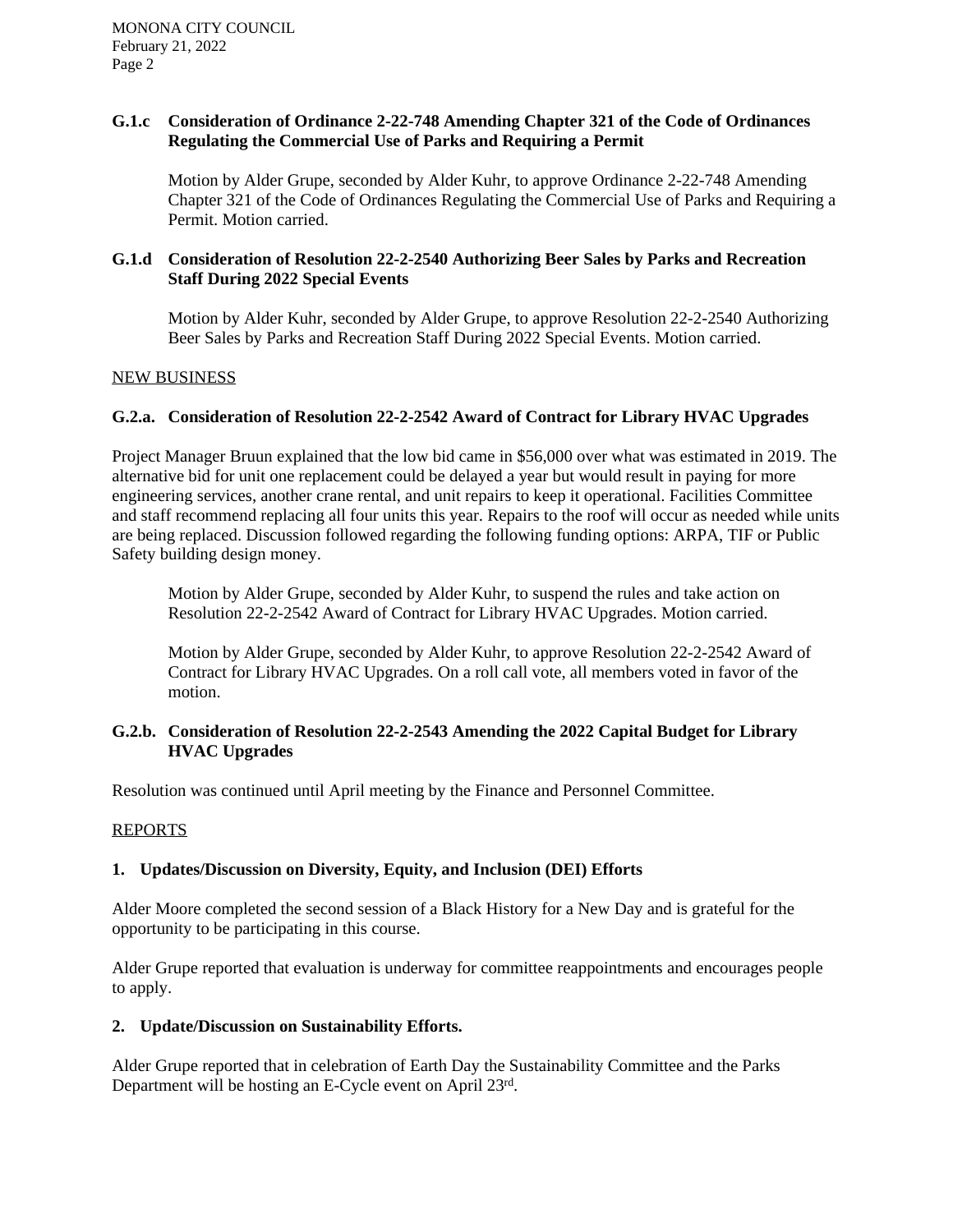**G.1.c Consideration of Ordinance 2-22-748 Amending Chapter 321 of the Code of Ordinances Regulating the Commercial Use of Parks and Requiring a Permit**

Motion by Alder Grupe, seconded by Alder Kuhr, to approve Ordinance 2-22-748 Amending Chapter 321 of the Code of Ordinances Regulating the Commercial Use of Parks and Requiring a Permit. Motion carried.

**G.1.d Consideration of Resolution 22-2-2540 Authorizing Beer Sales by Parks and Recreation Staff During 2022 Special Events**

Motion by Alder Kuhr, seconded by Alder Grupe, to approve Resolution 22-2-2540 Authorizing Beer Sales by Parks and Recreation Staff During 2022 Special Events. Motion carried.

NEW BUSINESS

**G.2.a. Consideration of Resolution 22-2-2542 Award of Contract for Library HVAC Upgrades**

Project Manager Bruun explained that the low bid came in $56,000 over what was estimated in 2019. The alternative bid for unit one replacement could be delayed a year but would result in paying for more engineering services, another crane rental, and unit repairs to keep it operational. Facilities Committee and staff recommend replacing all four units this year. Repairs to the roof will occur as needed while units are being replaced. Discussion followed regarding the following funding options: ARPA, TIF or Public Safety building design money.

Motion by Alder Grupe, seconded by Alder Kuhr, to suspend the rules and take action on Resolution 22-2-2542 Award of Contract for Library HVAC Upgrades. Motion carried.

Motion by Alder Grupe, seconded by Alder Kuhr, to approve Resolution 22-2-2542 Award of Contract for Library HVAC Upgrades. On a roll call vote, all members voted in favor of the motion.

**G.2.b. Consideration of Resolution 22-2-2543 Amending the 2022 Capital Budget for Library HVAC Upgrades**

Resolution was continued until April meeting by the Finance and Personnel Committee.

REPORTS

**1. Updates/Discussion on Diversity, Equity, and Inclusion (DEI) Efforts**

Alder Moore completed the second session of a Black History for a New Day and is grateful for the opportunity to be participating in this course.

Alder Grupe reported that evaluation is underway for committee reappointments and encourages people to apply.

**2. Update/Discussion on Sustainability Efforts.**

Alder Grupe reported that in celebration of Earth Day the Sustainability Committee and the Parks Department will be hosting an E-Cycle event on April 23rd.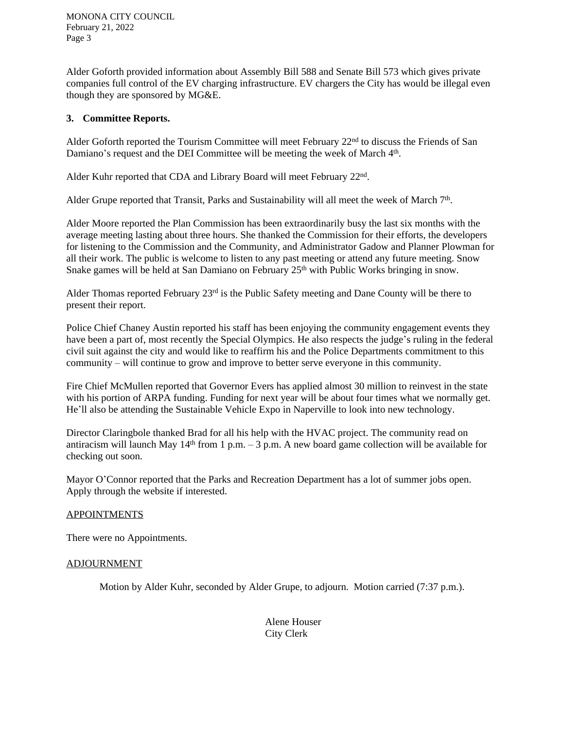Alder Goforth provided information about Assembly Bill 588 and Senate Bill 573 which gives private companies full control of the EV charging infrastructure. EV chargers the City has would be illegal even though they are sponsored by MG&E.

**3. Committee Reports.**

Alder Goforth reported the Tourism Committee will meet February 22nd to discuss the Friends of San Damiano's request and the DEI Committee will be meeting the week of March 4th.

Alder Kuhr reported that CDA and Library Board will meet February 22nd.

Alder Grupe reported that Transit, Parks and Sustainability will all meet the week of March 7th.

Alder Moore reported the Plan Commission has been extraordinarily busy the last six months with the average meeting lasting about three hours. She thanked the Commission for their efforts, the developers for listening to the Commission and the Community, and Administrator Gadow and Planner Plowman for all their work. The public is welcome to listen to any past meeting or attend any future meeting. Snow Snake games will be held at San Damiano on February 25th with Public Works bringing in snow.

Alder Thomas reported February 23rd is the Public Safety meeting and Dane County will be there to present their report.

Police Chief Chaney Austin reported his staff has been enjoying the community engagement events they have been a part of, most recently the Special Olympics. He also respects the judge's ruling in the federal civil suit against the city and would like to reaffirm his and the Police Departments commitment to this community – will continue to grow and improve to better serve everyone in this community.

Fire Chief McMullen reported that Governor Evers has applied almost 30 million to reinvest in the state with his portion of ARPA funding. Funding for next year will be about four times what we normally get. He'll also be attending the Sustainable Vehicle Expo in Naperville to look into new technology.

Director Claringbole thanked Brad for all his help with the HVAC project. The community read on antiracism will launch May 14th from 1 p.m. – 3 p.m. A new board game collection will be available for checking out soon.

Mayor O'Connor reported that the Parks and Recreation Department has a lot of summer jobs open. Apply through the website if interested.

APPOINTMENTS

There were no Appointments.

ADJOURNMENT

Motion by Alder Kuhr, seconded by Alder Grupe, to adjourn. Motion carried (7:37 p.m.).

Alene Houser
City Clerk